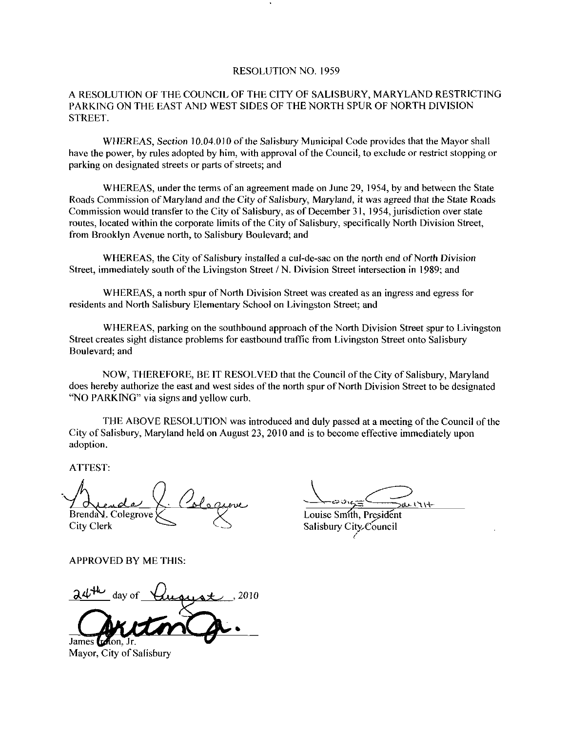# RESOLUTION NO. 1959

A RESOLUTION OF THE COUNCIL OF THE CITY OF SALISBURY, MARYLAND RESTRICTING PARKING ON THE EAST AND WEST SIDES OF THE NORTH SPUR OF NORTH DIVISION STREET.

WHEREAS, *Section* 10.04.010 of the Salisbury Municipal Code provides that the Mayor shall have the power, by rules adopted by him, with approval of the Council, to exclude or restrict stopping or parking on designated streets or parts of streets; and

WHEREAS, under the terms of an agreement made on June 29, 1954, by and between the State Roads Commission of Maryland and the City of Salisbury, Maryland, it was agreed that the State Roads Commission would transfer to the City of Salisbury, as of December 31, 1954, jurisdiction over state routes, located within the corporate limits of the City of Salisbury, specifically North Division Street, from Brooklyn Avenue north, to Salisbury Boulevard; and

WHEREAS, the City of Salisbury installed a cul-de-sac on the north end of North Division Street, immediately south of the Livingston Street / N. Division Street intersection in 1989; and

WHEREAS, a north spur of North Division Street was created as an ingress and egress for residents and North Salisbury Elementary School on Livingston Street; and

WHEREAS, parking on the southbound approach of the North Division Street spur to Livingston Street creates sight distance problems for eastbound traffic from Livingston Street onto Salisbury Boulevard; and

NOW, THEREFORE, BE IT RESOLVED that the Council of the City of Salisbury, Maryland does hereby authorize the east and west sides of the north spur of North Division Street to be designated "NO PARKING" via signs and yellow curb.

THE ABOVE RESOLUTION was introduced and duly passed at a meeting of the Council of the City of Salisbury, Maryland held on August 23, 2010 and is to become effective immediately upon adoption.

ATTEST:

Brenda J. Colegrove
City Clerk

Louise Smith, President
Salisbury City Council

APPROVED BY ME THIS:

24th day of August, 2010

James Ireton, Jr.
Mayor, City of Salisbury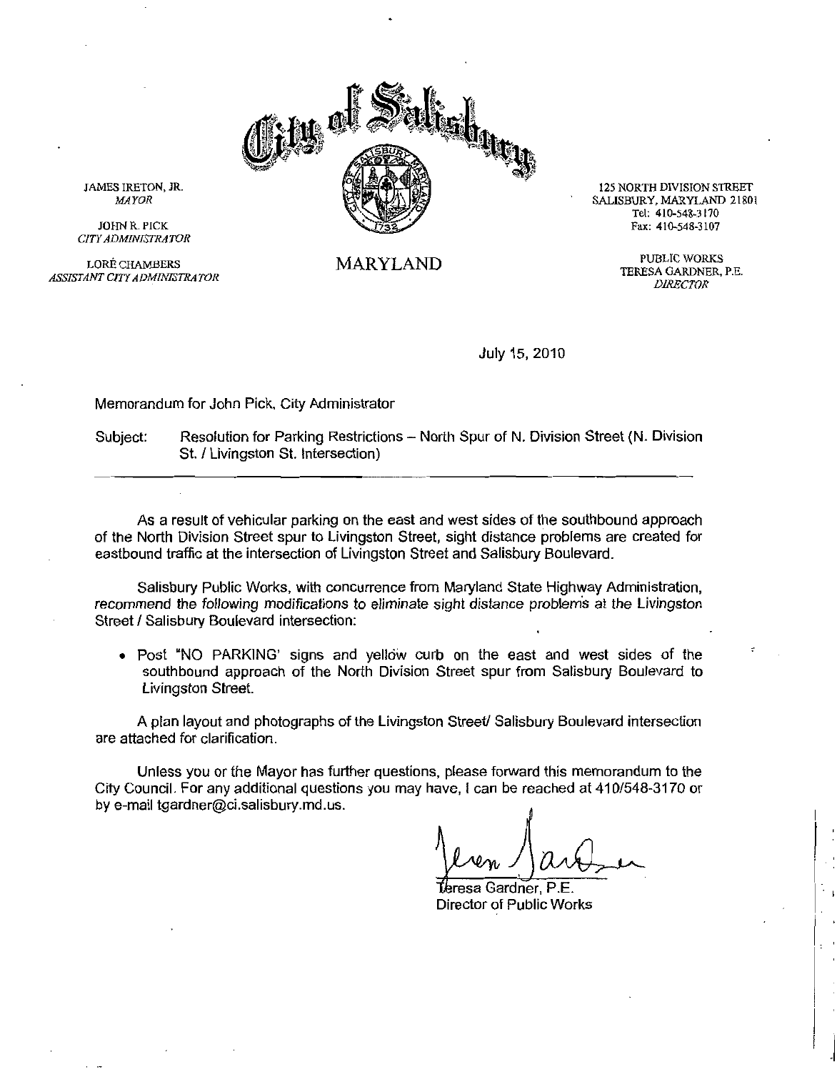# City of Salisbury

JAMES IRETON, JR.
*MAYOR*

JOHN R. PICK
*CITY ADMINISTRATOR*

LORÉ CHAMBERS
*ASSISTANT CITY ADMINISTRATOR*

MARYLAND

125 NORTH DIVISION STREET
SALISBURY, MARYLAND 21801
Tel: 410-548-3170
Fax: 410-548-3107

PUBLIC WORKS
TERESA GARDNER, P.E.
*DIRECTOR*

July 15, 2010

Memorandum for John Pick, City Administrator

Subject: Resolution for Parking Restrictions – North Spur of N. Division Street (N. Division St. / Livingston St. Intersection)

---

As a result of vehicular parking on the east and west sides of the southbound approach of the North Division Street spur to Livingston Street, sight distance problems are created for eastbound traffic at the intersection of Livingston Street and Salisbury Boulevard.

Salisbury Public Works, with concurrence from Maryland State Highway Administration, *recommend the following modifications to eliminate sight distance problems* at the Livingston Street / Salisbury Boulevard intersection:

- Post "NO PARKING' signs and yellow curb on the east and west sides of the southbound approach of the North Division Street spur from Salisbury Boulevard to Livingston Street.

A plan layout and photographs of the Livingston Street/ Salisbury Boulevard intersection are attached for clarification.

Unless you or the Mayor has further questions, please forward this memorandum to the City Council. For any additional questions you may have, I can be reached at 410/548-3170 or by e-mail tgardner@ci.salisbury.md.us.

Teresa Gardner, P.E.
Director of Public Works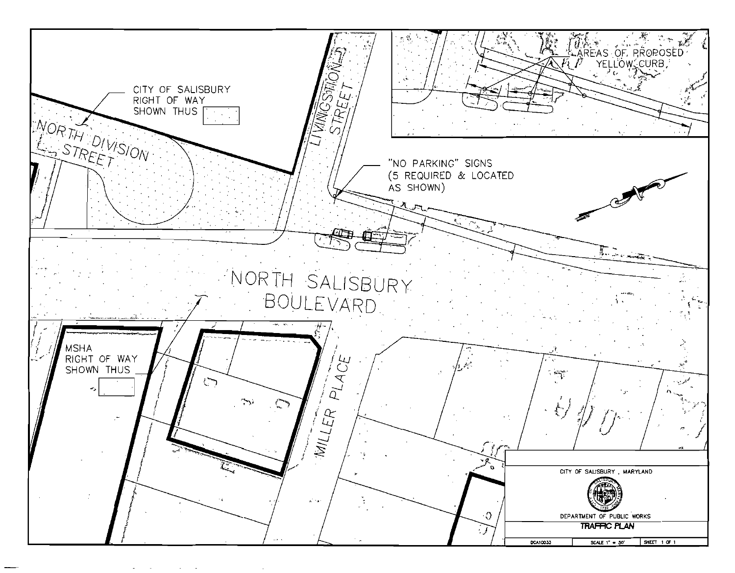CITY OF SALISBURY
RIGHT OF WAY
SHOWN THUS

NORTH DIVISION STREET

LIVINGSTON STREET

"NO PARKING" SIGNS
(5 REQUIRED & LOCATED
AS SHOWN)

AREAS OF PROPOSED
YELLOW CURB

NORTH SALISBURY
BOULEVARD

MSHA
RIGHT OF WAY
SHOWN THUS

MILLER PLACE

CITY OF SALISBURY , MARYLAND

DEPARTMENT OF PUBLIC WORKS

**TRAFFIC PLAN**

| | | |
|---|---|---|
| DCA10033 | SCALE 1" = 50' | SHEET 1 OF 1 |